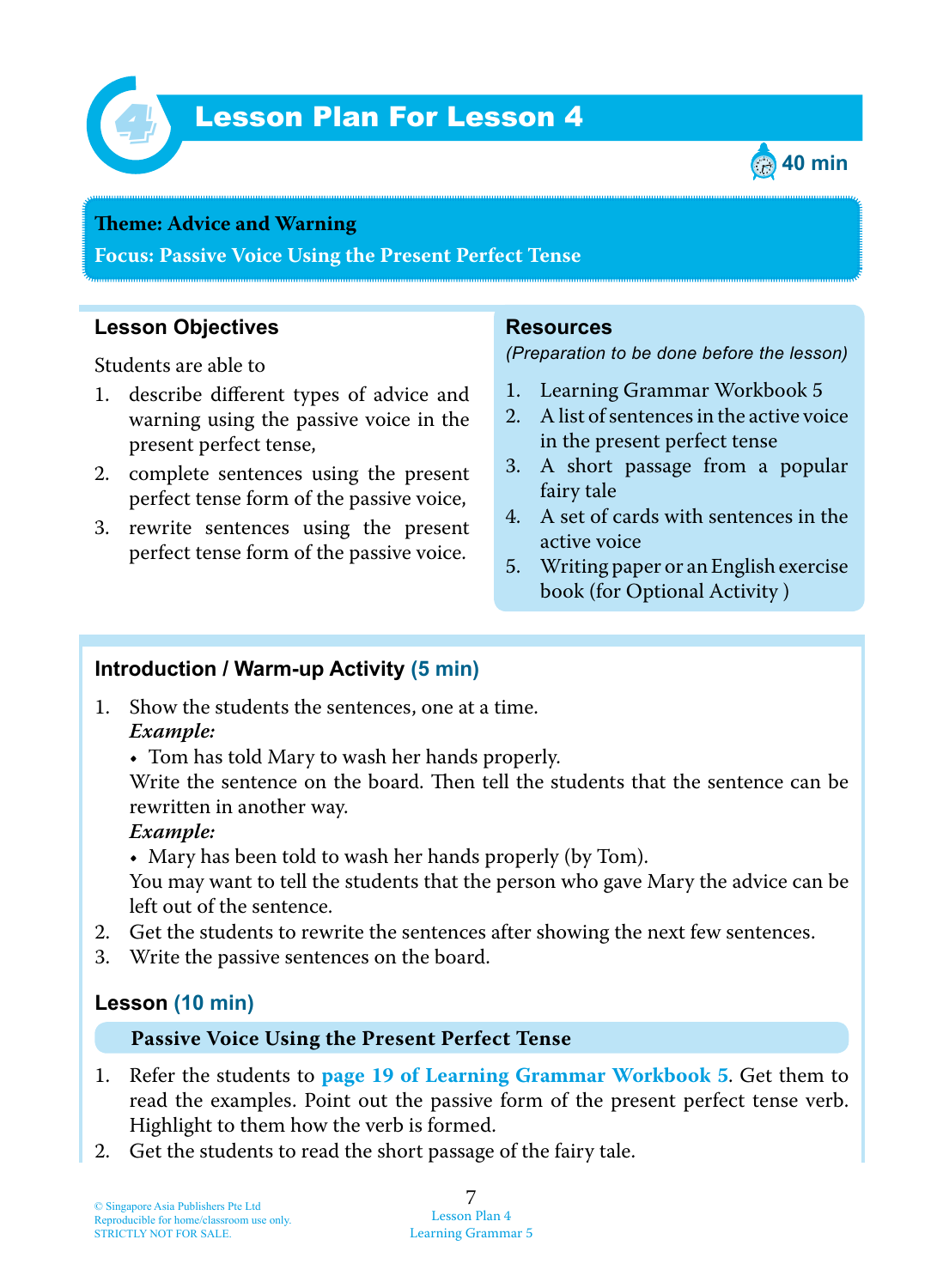# Lesson Plan For Lesson 4

40 min

**Theme: Advice and Warning**

**Focus: Passive Voice Using the Present Perfect Tense**

## Lesson Objectives

Students are able to

1. describe different types of advice and warning using the passive voice in the present perfect tense,
2. complete sentences using the present perfect tense form of the passive voice,
3. rewrite sentences using the present perfect tense form of the passive voice.

## Resources

*(Preparation to be done before the lesson)*

1. Learning Grammar Workbook 5
2. A list of sentences in the active voice in the present perfect tense
3. A short passage from a popular fairy tale
4. A set of cards with sentences in the active voice
5. Writing paper or an English exercise book (for Optional Activity )

## Introduction / Warm-up Activity (5 min)

1. Show the students the sentences, one at a time.
   ***Example:***
   - Tom has told Mary to wash her hands properly.

   Write the sentence on the board. Then tell the students that the sentence can be rewritten in another way.
   ***Example:***
   - Mary has been told to wash her hands properly (by Tom).

   You may want to tell the students that the person who gave Mary the advice can be left out of the sentence.
2. Get the students to rewrite the sentences after showing the next few sentences.
3. Write the passive sentences on the board.

## Lesson (10 min)

### Passive Voice Using the Present Perfect Tense

1. Refer the students to **page 19 of Learning Grammar Workbook 5**. Get them to read the examples. Point out the passive form of the present perfect tense verb. Highlight to them how the verb is formed.
2. Get the students to read the short passage of the fairy tale.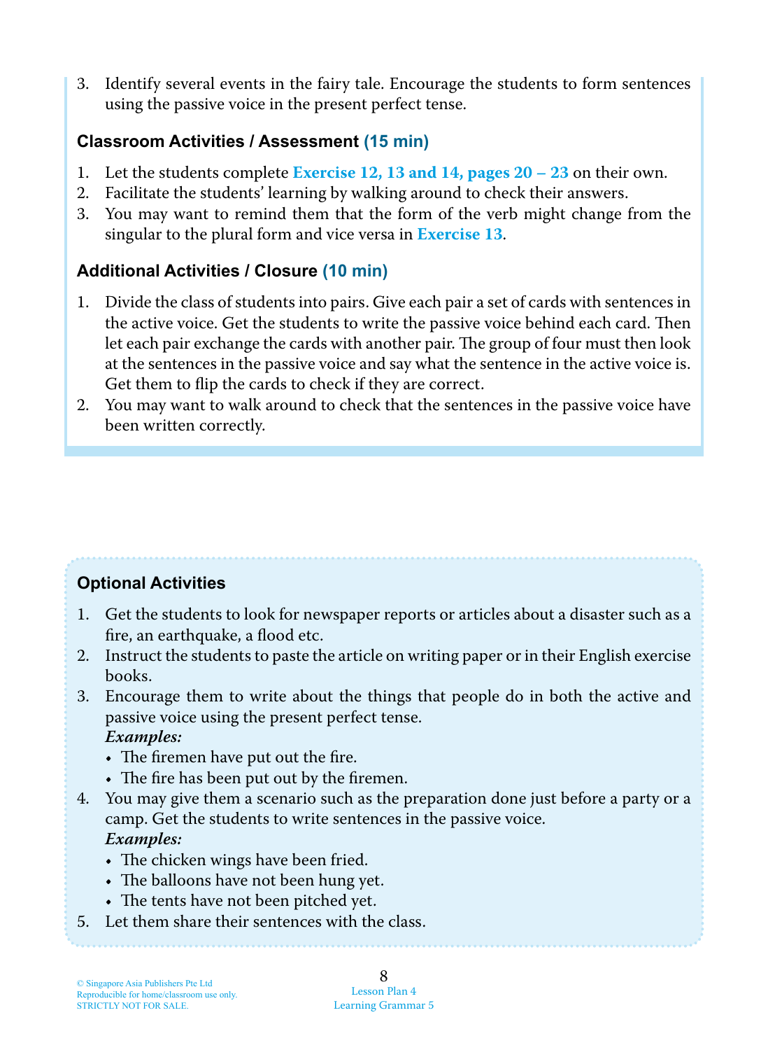3. Identify several events in the fairy tale. Encourage the students to form sentences using the passive voice in the present perfect tense.

### Classroom Activities / Assessment (15 min)

1. Let the students complete **Exercise 12, 13 and 14, pages 20 – 23** on their own.
2. Facilitate the students' learning by walking around to check their answers.
3. You may want to remind them that the form of the verb might change from the singular to the plural form and vice versa in **Exercise 13**.

### Additional Activities / Closure (10 min)

1. Divide the class of students into pairs. Give each pair a set of cards with sentences in the active voice. Get the students to write the passive voice behind each card. Then let each pair exchange the cards with another pair. The group of four must then look at the sentences in the passive voice and say what the sentence in the active voice is. Get them to flip the cards to check if they are correct.
2. You may want to walk around to check that the sentences in the passive voice have been written correctly.

### Optional Activities

1. Get the students to look for newspaper reports or articles about a disaster such as a fire, an earthquake, a flood etc.
2. Instruct the students to paste the article on writing paper or in their English exercise books.
3. Encourage them to write about the things that people do in both the active and passive voice using the present perfect tense.
   ***Examples:***
   - The firemen have put out the fire.
   - The fire has been put out by the firemen.
4. You may give them a scenario such as the preparation done just before a party or a camp. Get the students to write sentences in the passive voice.
   ***Examples:***
   - The chicken wings have been fried.
   - The balloons have not been hung yet.
   - The tents have not been pitched yet.
5. Let them share their sentences with the class.

© Singapore Asia Publishers Pte Ltd
Reproducible for home/classroom use only.
STRICTLY NOT FOR SALE.